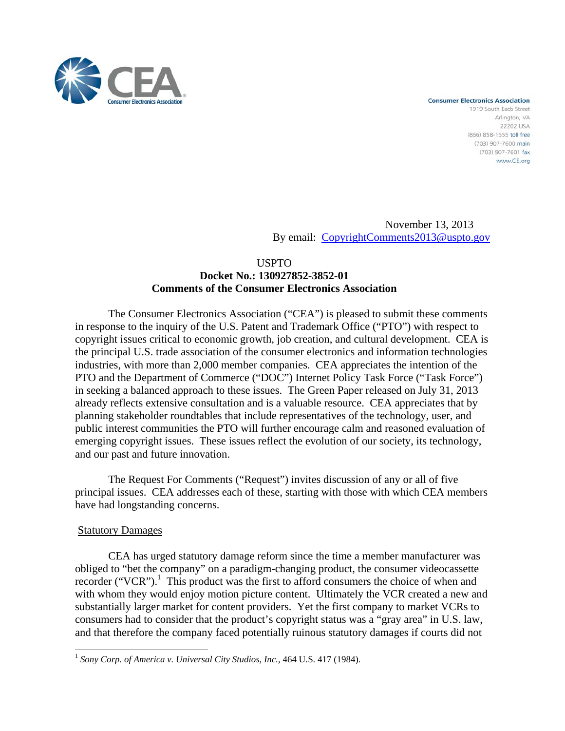Consumer Electronics Association
1919 South Eads Street
Arlington, VA
22202 USA
(866) 858-1555 toll free
(703) 907-7600 main
(703) 907-7601 fax
www.CE.org

November 13, 2013
By email: CopyrightComments2013@uspto.gov

USPTO
**Docket No.: 130927852-3852-01**
**Comments of the Consumer Electronics Association**

The Consumer Electronics Association ("CEA") is pleased to submit these comments in response to the inquiry of the U.S. Patent and Trademark Office ("PTO") with respect to copyright issues critical to economic growth, job creation, and cultural development. CEA is the principal U.S. trade association of the consumer electronics and information technologies industries, with more than 2,000 member companies. CEA appreciates the intention of the PTO and the Department of Commerce ("DOC") Internet Policy Task Force ("Task Force") in seeking a balanced approach to these issues. The Green Paper released on July 31, 2013 already reflects extensive consultation and is a valuable resource. CEA appreciates that by planning stakeholder roundtables that include representatives of the technology, user, and public interest communities the PTO will further encourage calm and reasoned evaluation of emerging copyright issues. These issues reflect the evolution of our society, its technology, and our past and future innovation.

The Request For Comments ("Request") invites discussion of any or all of five principal issues. CEA addresses each of these, starting with those with which CEA members have had longstanding concerns.

<u>Statutory Damages</u>

CEA has urged statutory damage reform since the time a member manufacturer was obliged to "bet the company" on a paradigm-changing product, the consumer videocassette recorder ("VCR").[1] This product was the first to afford consumers the choice of when and with whom they would enjoy motion picture content. Ultimately the VCR created a new and substantially larger market for content providers. Yet the first company to market VCRs to consumers had to consider that the product's copyright status was a "gray area" in U.S. law, and that therefore the company faced potentially ruinous statutory damages if courts did not

[1] *Sony Corp. of America v. Universal City Studios, Inc.*, 464 U.S. 417 (1984).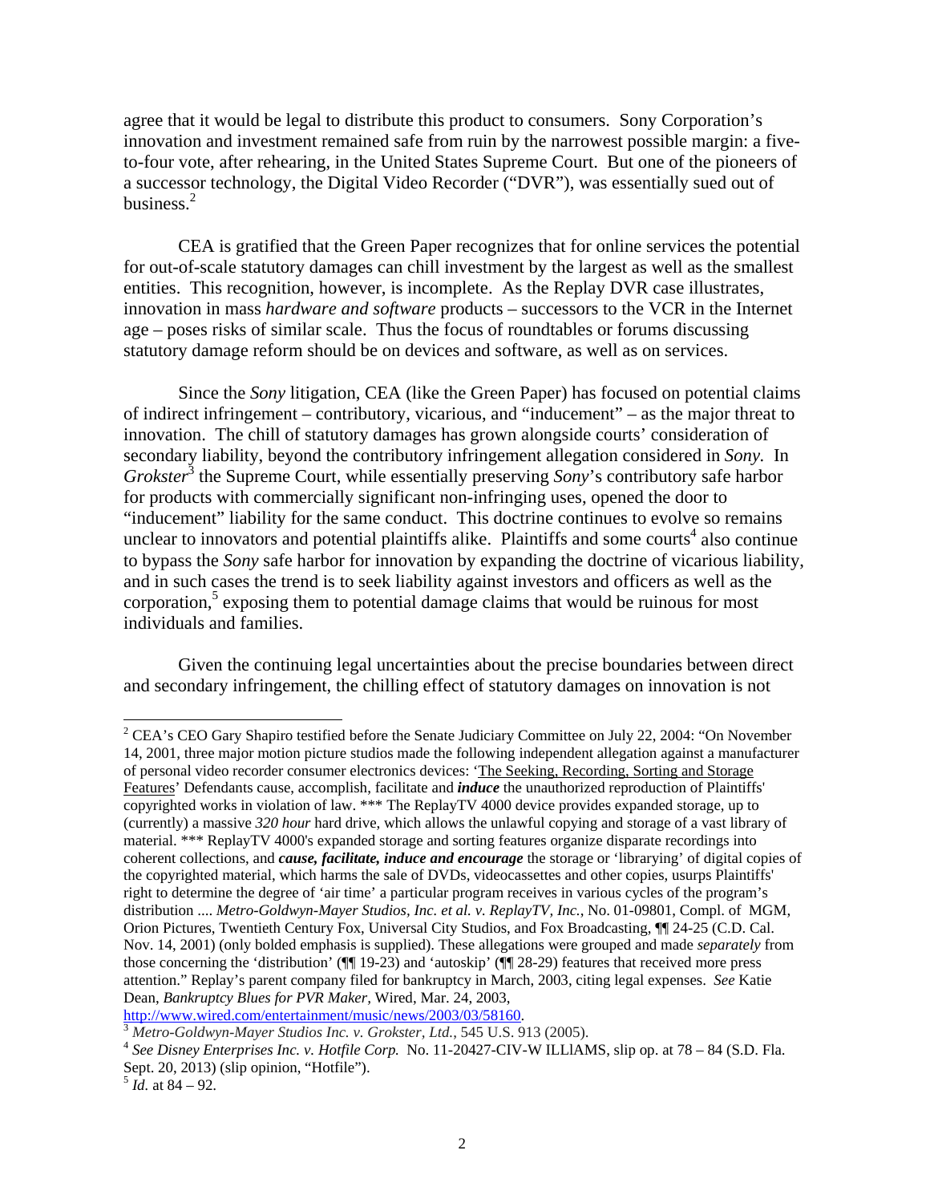agree that it would be legal to distribute this product to consumers. Sony Corporation's innovation and investment remained safe from ruin by the narrowest possible margin: a five-to-four vote, after rehearing, in the United States Supreme Court. But one of the pioneers of a successor technology, the Digital Video Recorder ("DVR"), was essentially sued out of business.[2]

CEA is gratified that the Green Paper recognizes that for online services the potential for out-of-scale statutory damages can chill investment by the largest as well as the smallest entities. This recognition, however, is incomplete. As the Replay DVR case illustrates, innovation in mass *hardware and software* products – successors to the VCR in the Internet age – poses risks of similar scale. Thus the focus of roundtables or forums discussing statutory damage reform should be on devices and software, as well as on services.

Since the *Sony* litigation, CEA (like the Green Paper) has focused on potential claims of indirect infringement – contributory, vicarious, and "inducement" – as the major threat to innovation. The chill of statutory damages has grown alongside courts' consideration of secondary liability, beyond the contributory infringement allegation considered in *Sony.* In *Grokster*[3] the Supreme Court, while essentially preserving *Sony*'s contributory safe harbor for products with commercially significant non-infringing uses, opened the door to "inducement" liability for the same conduct. This doctrine continues to evolve so remains unclear to innovators and potential plaintiffs alike. Plaintiffs and some courts[4] also continue to bypass the *Sony* safe harbor for innovation by expanding the doctrine of vicarious liability, and in such cases the trend is to seek liability against investors and officers as well as the corporation,[5] exposing them to potential damage claims that would be ruinous for most individuals and families.

Given the continuing legal uncertainties about the precise boundaries between direct and secondary infringement, the chilling effect of statutory damages on innovation is not

---

[2] CEA's CEO Gary Shapiro testified before the Senate Judiciary Committee on July 22, 2004: "On November 14, 2001, three major motion picture studios made the following independent allegation against a manufacturer of personal video recorder consumer electronics devices: 'The Seeking, Recording, Sorting and Storage Features' Defendants cause, accomplish, facilitate and ***induce*** the unauthorized reproduction of Plaintiffs' copyrighted works in violation of law. \*\*\* The ReplayTV 4000 device provides expanded storage, up to (currently) a massive *320 hour* hard drive, which allows the unlawful copying and storage of a vast library of material. \*\*\* ReplayTV 4000's expanded storage and sorting features organize disparate recordings into coherent collections, and ***cause, facilitate, induce and encourage*** the storage or 'librarying' of digital copies of the copyrighted material, which harms the sale of DVDs, videocassettes and other copies, usurps Plaintiffs' right to determine the degree of 'air time' a particular program receives in various cycles of the program's distribution .... *Metro-Goldwyn-Mayer Studios, Inc. et al. v. ReplayTV, Inc.*, No. 01-09801, Compl. of MGM, Orion Pictures, Twentieth Century Fox, Universal City Studios, and Fox Broadcasting, ¶¶ 24-25 (C.D. Cal. Nov. 14, 2001) (only bolded emphasis is supplied). These allegations were grouped and made *separately* from those concerning the 'distribution' (¶¶ 19-23) and 'autoskip' (¶¶ 28-29) features that received more press attention." Replay's parent company filed for bankruptcy in March, 2003, citing legal expenses. *See* Katie Dean, *Bankruptcy Blues for PVR Maker*, Wired, Mar. 24, 2003, http://www.wired.com/entertainment/music/news/2003/03/58160.

[3] *Metro-Goldwyn-Mayer Studios Inc. v. Grokster, Ltd.*, 545 U.S. 913 (2005).

[4] *See Disney Enterprises Inc. v. Hotfile Corp.* No. 11-20427-CIV-W ILLIAMS, slip op. at 78 – 84 (S.D. Fla. Sept. 20, 2013) (slip opinion, "Hotfile").

[5] *Id.* at 84 – 92.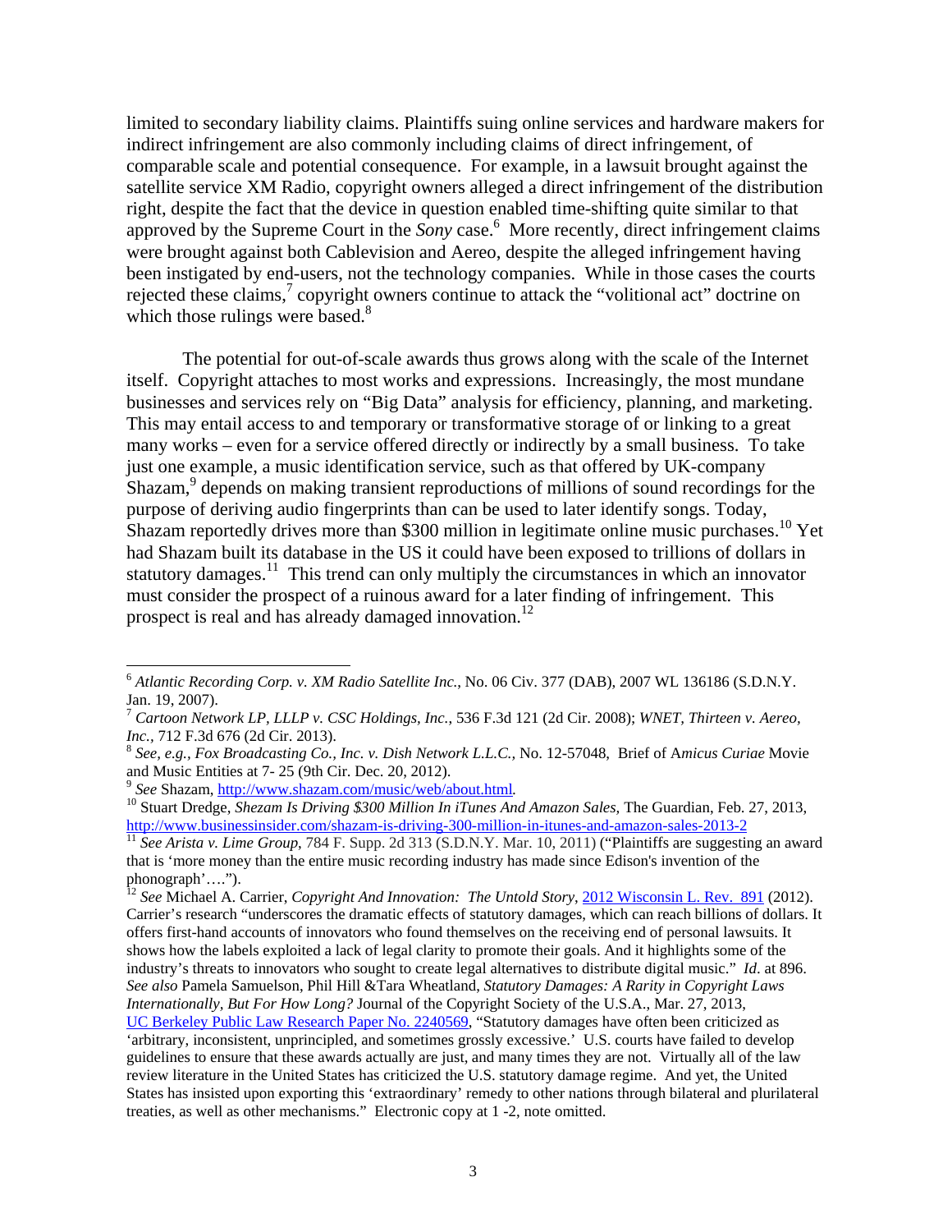limited to secondary liability claims. Plaintiffs suing online services and hardware makers for indirect infringement are also commonly including claims of direct infringement, of comparable scale and potential consequence. For example, in a lawsuit brought against the satellite service XM Radio, copyright owners alleged a direct infringement of the distribution right, despite the fact that the device in question enabled time-shifting quite similar to that approved by the Supreme Court in the *Sony* case.[6] More recently, direct infringement claims were brought against both Cablevision and Aereo, despite the alleged infringement having been instigated by end-users, not the technology companies. While in those cases the courts rejected these claims,[7] copyright owners continue to attack the "volitional act" doctrine on which those rulings were based.[8]

The potential for out-of-scale awards thus grows along with the scale of the Internet itself. Copyright attaches to most works and expressions. Increasingly, the most mundane businesses and services rely on "Big Data" analysis for efficiency, planning, and marketing. This may entail access to and temporary or transformative storage of or linking to a great many works – even for a service offered directly or indirectly by a small business. To take just one example, a music identification service, such as that offered by UK-company Shazam,[9] depends on making transient reproductions of millions of sound recordings for the purpose of deriving audio fingerprints than can be used to later identify songs. Today, Shazam reportedly drives more than $300 million in legitimate online music purchases.[10] Yet had Shazam built its database in the US it could have been exposed to trillions of dollars in statutory damages.[11] This trend can only multiply the circumstances in which an innovator must consider the prospect of a ruinous award for a later finding of infringement. This prospect is real and has already damaged innovation.[12]

---

[6] *Atlantic Recording Corp. v. XM Radio Satellite Inc.*, No. 06 Civ. 377 (DAB), 2007 WL 136186 (S.D.N.Y. Jan. 19, 2007).

[7] *Cartoon Network LP, LLLP v. CSC Holdings, Inc.*, 536 F.3d 121 (2d Cir. 2008); *WNET, Thirteen v. Aereo, Inc.*, 712 F.3d 676 (2d Cir. 2013).

[8] *See, e.g.*, *Fox Broadcasting Co., Inc. v. Dish Network L.L.C.*, No. 12-57048, Brief of A*micus Curiae* Movie and Music Entities at 7- 25 (9th Cir. Dec. 20, 2012).

[9] *See* Shazam, http://www.shazam.com/music/web/about.html.

[10] Stuart Dredge, *Shezam Is Driving $300 Million In iTunes And Amazon Sales,* The Guardian, Feb. 27, 2013, http://www.businessinsider.com/shazam-is-driving-300-million-in-itunes-and-amazon-sales-2013-2

[11] *See Arista v. Lime Group*, 784 F. Supp. 2d 313 (S.D.N.Y. Mar. 10, 2011) ("Plaintiffs are suggesting an award that is 'more money than the entire music recording industry has made since Edison's invention of the phonograph'….").

[12] *See* Michael A. Carrier, *Copyright And Innovation: The Untold Story*, 2012 Wisconsin L. Rev. 891 (2012). Carrier's research "underscores the dramatic effects of statutory damages, which can reach billions of dollars. It offers first-hand accounts of innovators who found themselves on the receiving end of personal lawsuits. It shows how the labels exploited a lack of legal clarity to promote their goals. And it highlights some of the industry's threats to innovators who sought to create legal alternatives to distribute digital music." *Id*. at 896. *See also* Pamela Samuelson, Phil Hill &Tara Wheatland, *Statutory Damages: A Rarity in Copyright Laws Internationally, But For How Long?* Journal of the Copyright Society of the U.S.A., Mar. 27, 2013, UC Berkeley Public Law Research Paper No. 2240569, "Statutory damages have often been criticized as 'arbitrary, inconsistent, unprincipled, and sometimes grossly excessive.' U.S. courts have failed to develop guidelines to ensure that these awards actually are just, and many times they are not. Virtually all of the law review literature in the United States has criticized the U.S. statutory damage regime. And yet, the United States has insisted upon exporting this 'extraordinary' remedy to other nations through bilateral and plurilateral treaties, as well as other mechanisms." Electronic copy at 1 -2, note omitted.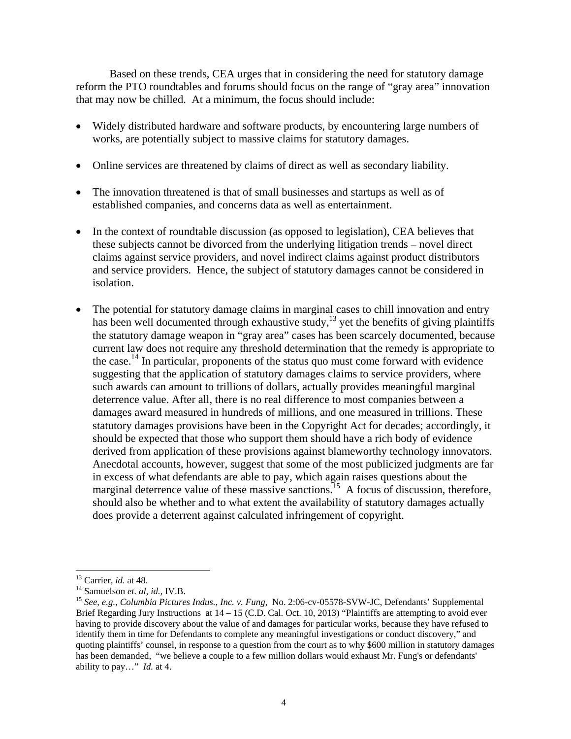Based on these trends, CEA urges that in considering the need for statutory damage reform the PTO roundtables and forums should focus on the range of "gray area" innovation that may now be chilled. At a minimum, the focus should include:

- Widely distributed hardware and software products, by encountering large numbers of works, are potentially subject to massive claims for statutory damages.
- Online services are threatened by claims of direct as well as secondary liability.
- The innovation threatened is that of small businesses and startups as well as of established companies, and concerns data as well as entertainment.
- In the context of roundtable discussion (as opposed to legislation), CEA believes that these subjects cannot be divorced from the underlying litigation trends – novel direct claims against service providers, and novel indirect claims against product distributors and service providers. Hence, the subject of statutory damages cannot be considered in isolation.
- The potential for statutory damage claims in marginal cases to chill innovation and entry has been well documented through exhaustive study,[13] yet the benefits of giving plaintiffs the statutory damage weapon in "gray area" cases has been scarcely documented, because current law does not require any threshold determination that the remedy is appropriate to the case.[14] In particular, proponents of the status quo must come forward with evidence suggesting that the application of statutory damages claims to service providers, where such awards can amount to trillions of dollars, actually provides meaningful marginal deterrence value. After all, there is no real difference to most companies between a damages award measured in hundreds of millions, and one measured in trillions. These statutory damages provisions have been in the Copyright Act for decades; accordingly, it should be expected that those who support them should have a rich body of evidence derived from application of these provisions against blameworthy technology innovators. Anecdotal accounts, however, suggest that some of the most publicized judgments are far in excess of what defendants are able to pay, which again raises questions about the marginal deterrence value of these massive sanctions.[15] A focus of discussion, therefore, should also be whether and to what extent the availability of statutory damages actually does provide a deterrent against calculated infringement of copyright.

---

[13] Carrier, *id.* at 48.

[14] Samuelson *et. al*, *id.*, IV.B.

[15] *See, e.g.*, *Columbia Pictures Indus., Inc. v. Fung*, No. 2:06-cv-05578-SVW-JC, Defendants' Supplemental Brief Regarding Jury Instructions at 14 – 15 (C.D. Cal. Oct. 10, 2013) "Plaintiffs are attempting to avoid ever having to provide discovery about the value of and damages for particular works, because they have refused to identify them in time for Defendants to complete any meaningful investigations or conduct discovery," and quoting plaintiffs' counsel, in response to a question from the court as to why $600 million in statutory damages has been demanded, "we believe a couple to a few million dollars would exhaust Mr. Fung's or defendants' ability to pay…" *Id.* at 4.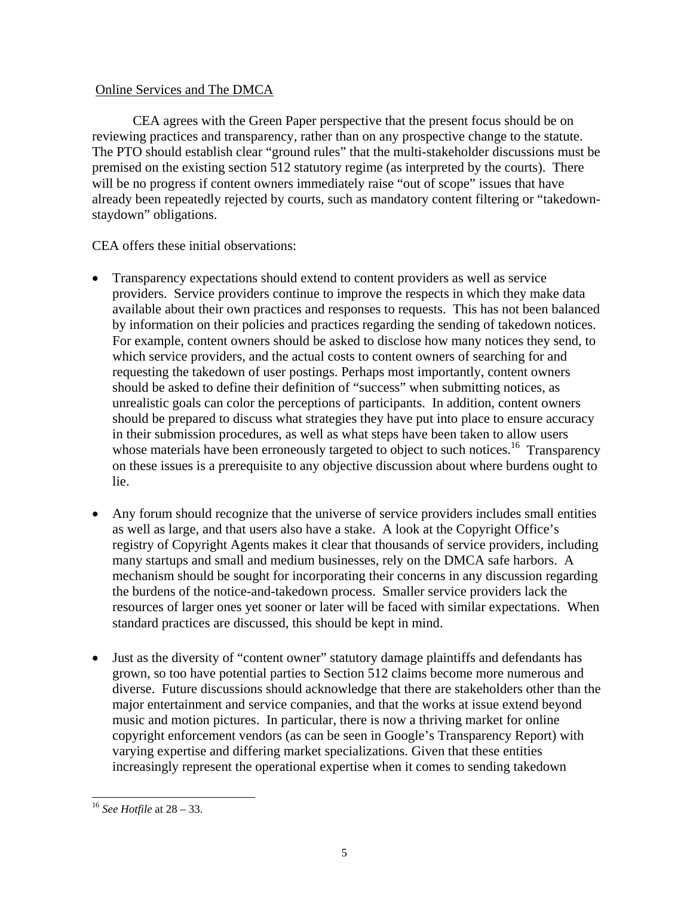Online Services and The DMCA

CEA agrees with the Green Paper perspective that the present focus should be on reviewing practices and transparency, rather than on any prospective change to the statute. The PTO should establish clear "ground rules" that the multi-stakeholder discussions must be premised on the existing section 512 statutory regime (as interpreted by the courts). There will be no progress if content owners immediately raise "out of scope" issues that have already been repeatedly rejected by courts, such as mandatory content filtering or "takedown-staydown" obligations.

CEA offers these initial observations:

- Transparency expectations should extend to content providers as well as service providers. Service providers continue to improve the respects in which they make data available about their own practices and responses to requests. This has not been balanced by information on their policies and practices regarding the sending of takedown notices. For example, content owners should be asked to disclose how many notices they send, to which service providers, and the actual costs to content owners of searching for and requesting the takedown of user postings. Perhaps most importantly, content owners should be asked to define their definition of "success" when submitting notices, as unrealistic goals can color the perceptions of participants. In addition, content owners should be prepared to discuss what strategies they have put into place to ensure accuracy in their submission procedures, as well as what steps have been taken to allow users whose materials have been erroneously targeted to object to such notices.[16] Transparency on these issues is a prerequisite to any objective discussion about where burdens ought to lie.

- Any forum should recognize that the universe of service providers includes small entities as well as large, and that users also have a stake. A look at the Copyright Office's registry of Copyright Agents makes it clear that thousands of service providers, including many startups and small and medium businesses, rely on the DMCA safe harbors. A mechanism should be sought for incorporating their concerns in any discussion regarding the burdens of the notice-and-takedown process. Smaller service providers lack the resources of larger ones yet sooner or later will be faced with similar expectations. When standard practices are discussed, this should be kept in mind.

- Just as the diversity of "content owner" statutory damage plaintiffs and defendants has grown, so too have potential parties to Section 512 claims become more numerous and diverse. Future discussions should acknowledge that there are stakeholders other than the major entertainment and service companies, and that the works at issue extend beyond music and motion pictures. In particular, there is now a thriving market for online copyright enforcement vendors (as can be seen in Google's Transparency Report) with varying expertise and differing market specializations. Given that these entities increasingly represent the operational expertise when it comes to sending takedown

[16] *See Hotfile* at 28 – 33.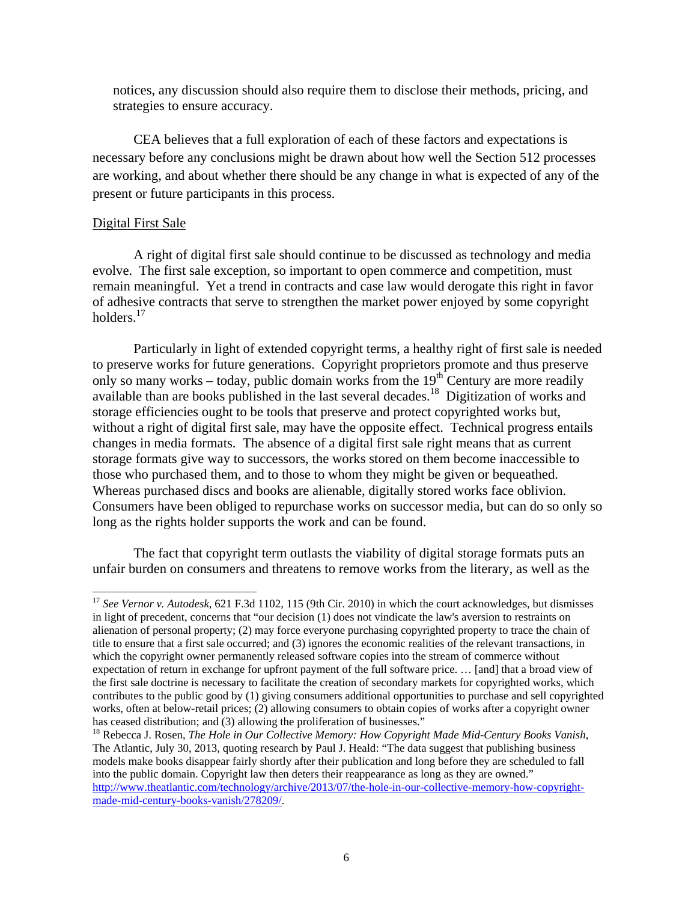notices, any discussion should also require them to disclose their methods, pricing, and strategies to ensure accuracy.

CEA believes that a full exploration of each of these factors and expectations is necessary before any conclusions might be drawn about how well the Section 512 processes are working, and about whether there should be any change in what is expected of any of the present or future participants in this process.

Digital First Sale

A right of digital first sale should continue to be discussed as technology and media evolve. The first sale exception, so important to open commerce and competition, must remain meaningful. Yet a trend in contracts and case law would derogate this right in favor of adhesive contracts that serve to strengthen the market power enjoyed by some copyright holders.[17]

Particularly in light of extended copyright terms, a healthy right of first sale is needed to preserve works for future generations. Copyright proprietors promote and thus preserve only so many works – today, public domain works from the 19th Century are more readily available than are books published in the last several decades.[18] Digitization of works and storage efficiencies ought to be tools that preserve and protect copyrighted works but, without a right of digital first sale, may have the opposite effect. Technical progress entails changes in media formats. The absence of a digital first sale right means that as current storage formats give way to successors, the works stored on them become inaccessible to those who purchased them, and to those to whom they might be given or bequeathed. Whereas purchased discs and books are alienable, digitally stored works face oblivion. Consumers have been obliged to repurchase works on successor media, but can do so only so long as the rights holder supports the work and can be found.

The fact that copyright term outlasts the viability of digital storage formats puts an unfair burden on consumers and threatens to remove works from the literary, as well as the

[17] *See Vernor v. Autodesk*, 621 F.3d 1102, 115 (9th Cir. 2010) in which the court acknowledges, but dismisses in light of precedent, concerns that "our decision (1) does not vindicate the law's aversion to restraints on alienation of personal property; (2) may force everyone purchasing copyrighted property to trace the chain of title to ensure that a first sale occurred; and (3) ignores the economic realities of the relevant transactions, in which the copyright owner permanently released software copies into the stream of commerce without expectation of return in exchange for upfront payment of the full software price. … [and] that a broad view of the first sale doctrine is necessary to facilitate the creation of secondary markets for copyrighted works, which contributes to the public good by (1) giving consumers additional opportunities to purchase and sell copyrighted works, often at below-retail prices; (2) allowing consumers to obtain copies of works after a copyright owner has ceased distribution; and (3) allowing the proliferation of businesses."

[18] Rebecca J. Rosen, *The Hole in Our Collective Memory: How Copyright Made Mid-Century Books Vanish*, The Atlantic, July 30, 2013, quoting research by Paul J. Heald: "The data suggest that publishing business models make books disappear fairly shortly after their publication and long before they are scheduled to fall into the public domain. Copyright law then deters their reappearance as long as they are owned." http://www.theatlantic.com/technology/archive/2013/07/the-hole-in-our-collective-memory-how-copyright-made-mid-century-books-vanish/278209/.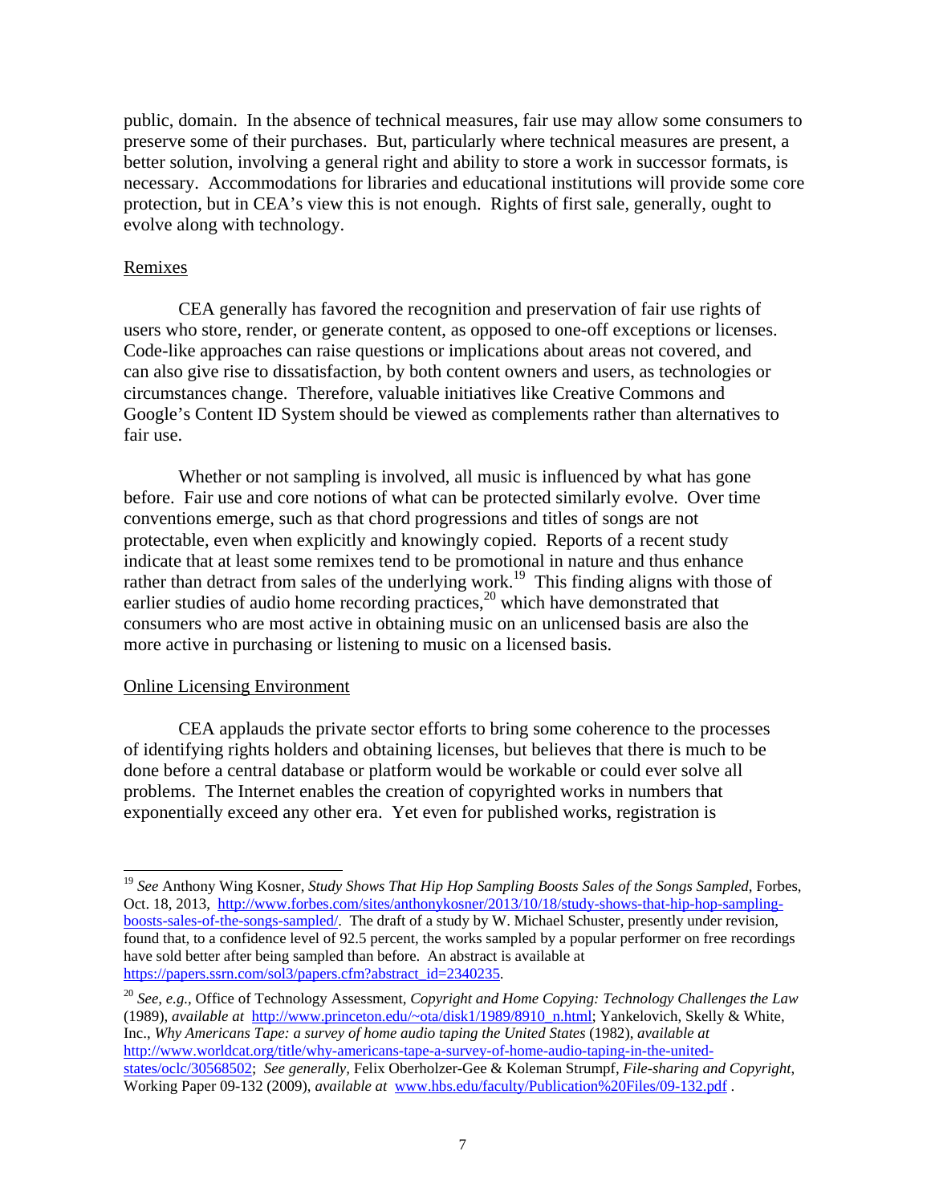public, domain. In the absence of technical measures, fair use may allow some consumers to preserve some of their purchases. But, particularly where technical measures are present, a better solution, involving a general right and ability to store a work in successor formats, is necessary. Accommodations for libraries and educational institutions will provide some core protection, but in CEA's view this is not enough. Rights of first sale, generally, ought to evolve along with technology.

## Remixes

CEA generally has favored the recognition and preservation of fair use rights of users who store, render, or generate content, as opposed to one-off exceptions or licenses. Code-like approaches can raise questions or implications about areas not covered, and can also give rise to dissatisfaction, by both content owners and users, as technologies or circumstances change. Therefore, valuable initiatives like Creative Commons and Google's Content ID System should be viewed as complements rather than alternatives to fair use.

Whether or not sampling is involved, all music is influenced by what has gone before. Fair use and core notions of what can be protected similarly evolve. Over time conventions emerge, such as that chord progressions and titles of songs are not protectable, even when explicitly and knowingly copied. Reports of a recent study indicate that at least some remixes tend to be promotional in nature and thus enhance rather than detract from sales of the underlying work.[19] This finding aligns with those of earlier studies of audio home recording practices,[20] which have demonstrated that consumers who are most active in obtaining music on an unlicensed basis are also the more active in purchasing or listening to music on a licensed basis.

## Online Licensing Environment

CEA applauds the private sector efforts to bring some coherence to the processes of identifying rights holders and obtaining licenses, but believes that there is much to be done before a central database or platform would be workable or could ever solve all problems. The Internet enables the creation of copyrighted works in numbers that exponentially exceed any other era. Yet even for published works, registration is

---

[19] *See* Anthony Wing Kosner, *Study Shows That Hip Hop Sampling Boosts Sales of the Songs Sampled*, Forbes, Oct. 18, 2013, http://www.forbes.com/sites/anthonykosner/2013/10/18/study-shows-that-hip-hop-sampling-boosts-sales-of-the-songs-sampled/. The draft of a study by W. Michael Schuster, presently under revision, found that, to a confidence level of 92.5 percent, the works sampled by a popular performer on free recordings have sold better after being sampled than before. An abstract is available at https://papers.ssrn.com/sol3/papers.cfm?abstract_id=2340235.

[20] *See, e.g.*, Office of Technology Assessment, *Copyright and Home Copying: Technology Challenges the Law* (1989), *available at* http://www.princeton.edu/~ota/disk1/1989/8910_n.html; Yankelovich, Skelly & White, Inc., *Why Americans Tape: a survey of home audio taping the United States* (1982), *available at* http://www.worldcat.org/title/why-americans-tape-a-survey-of-home-audio-taping-in-the-united-states/oclc/30568502; *See generally*, Felix Oberholzer-Gee & Koleman Strumpf, *File-sharing and Copyright*, Working Paper 09-132 (2009), *available at* www.hbs.edu/faculty/Publication%20Files/09-132.pdf .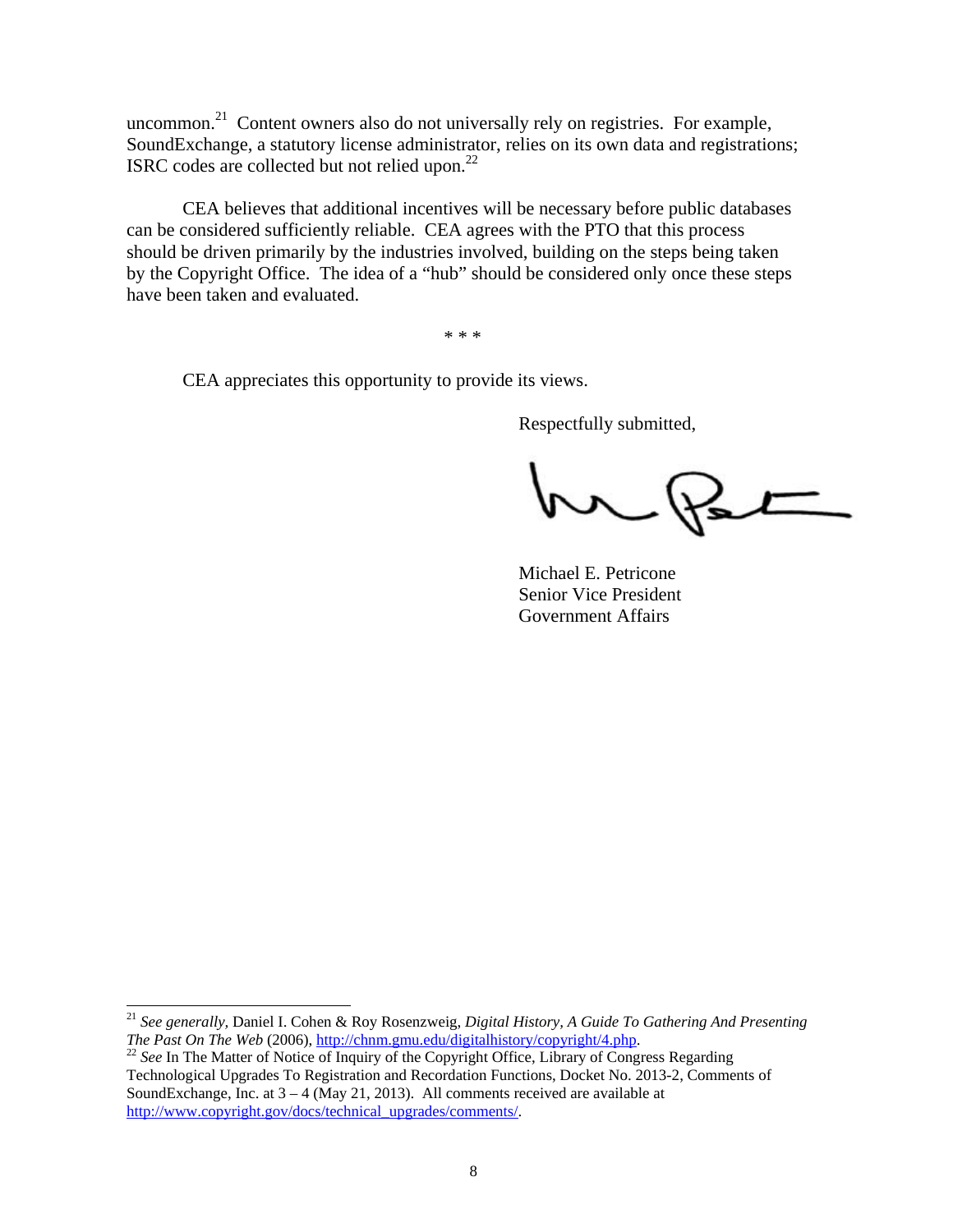uncommon.[21] Content owners also do not universally rely on registries. For example, SoundExchange, a statutory license administrator, relies on its own data and registrations; ISRC codes are collected but not relied upon.[22]

CEA believes that additional incentives will be necessary before public databases can be considered sufficiently reliable. CEA agrees with the PTO that this process should be driven primarily by the industries involved, building on the steps being taken by the Copyright Office. The idea of a "hub" should be considered only once these steps have been taken and evaluated.

* * *

CEA appreciates this opportunity to provide its views.

Respectfully submitted,

Michael E. Petricone
Senior Vice President
Government Affairs

---

[21] *See generally,* Daniel I. Cohen & Roy Rosenzweig, *Digital History, A Guide To Gathering And Presenting The Past On The Web* (2006), http://chnm.gmu.edu/digitalhistory/copyright/4.php.

[22] *See* In The Matter of Notice of Inquiry of the Copyright Office, Library of Congress Regarding Technological Upgrades To Registration and Recordation Functions, Docket No. 2013-2, Comments of SoundExchange, Inc. at 3 – 4 (May 21, 2013). All comments received are available at http://www.copyright.gov/docs/technical_upgrades/comments/.